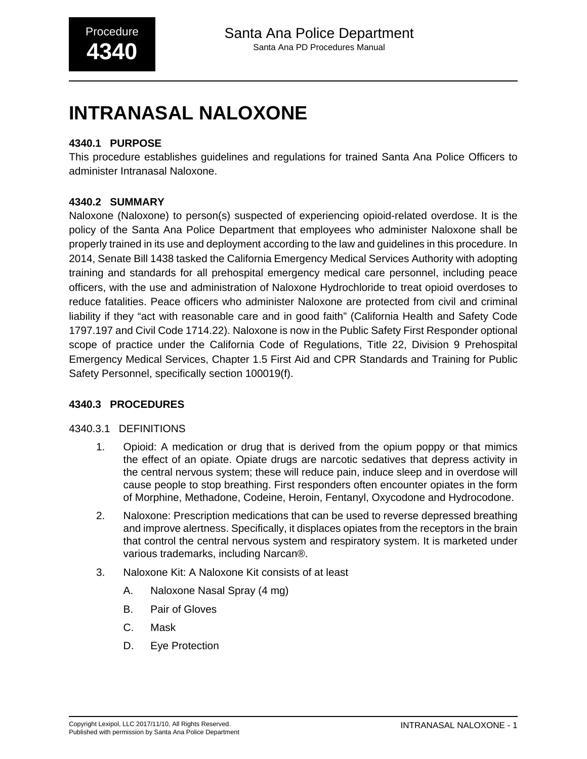# INTRANASAL NALOXONE

### 4340.1 PURPOSE

This procedure establishes guidelines and regulations for trained Santa Ana Police Officers to administer Intranasal Naloxone.

### 4340.2 SUMMARY

Naloxone (Naloxone) to person(s) suspected of experiencing opioid-related overdose. It is the policy of the Santa Ana Police Department that employees who administer Naloxone shall be properly trained in its use and deployment according to the law and guidelines in this procedure. In 2014, Senate Bill 1438 tasked the California Emergency Medical Services Authority with adopting training and standards for all prehospital emergency medical care personnel, including peace officers, with the use and administration of Naloxone Hydrochloride to treat opioid overdoses to reduce fatalities. Peace officers who administer Naloxone are protected from civil and criminal liability if they “act with reasonable care and in good faith” (California Health and Safety Code 1797.197 and Civil Code 1714.22). Naloxone is now in the Public Safety First Responder optional scope of practice under the California Code of Regulations, Title 22, Division 9 Prehospital Emergency Medical Services, Chapter 1.5 First Aid and CPR Standards and Training for Public Safety Personnel, specifically section 100019(f).

### 4340.3 PROCEDURES

#### 4340.3.1 DEFINITIONS

1. Opioid: A medication or drug that is derived from the opium poppy or that mimics the effect of an opiate. Opiate drugs are narcotic sedatives that depress activity in the central nervous system; these will reduce pain, induce sleep and in overdose will cause people to stop breathing. First responders often encounter opiates in the form of Morphine, Methadone, Codeine, Heroin, Fentanyl, Oxycodone and Hydrocodone.

2. Naloxone: Prescription medications that can be used to reverse depressed breathing and improve alertness. Specifically, it displaces opiates from the receptors in the brain that control the central nervous system and respiratory system. It is marketed under various trademarks, including Narcan®.

3. Naloxone Kit: A Naloxone Kit consists of at least

    A. Naloxone Nasal Spray (4 mg)

    B. Pair of Gloves

    C. Mask

    D. Eye Protection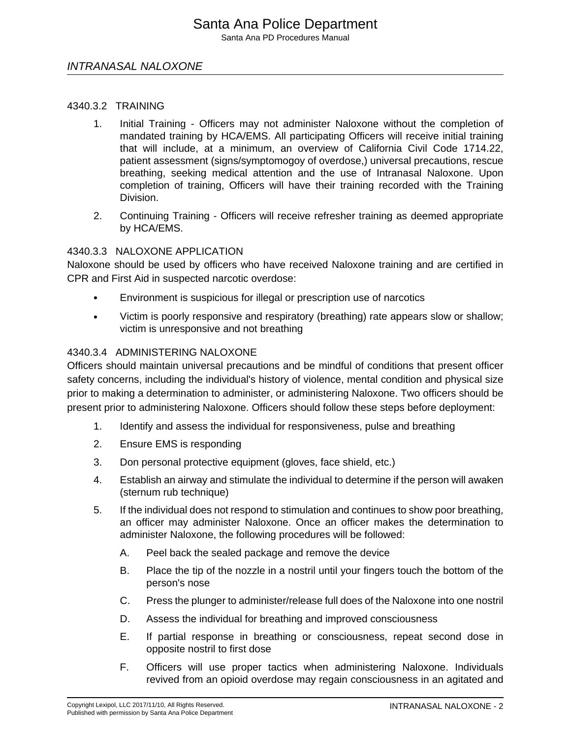## 4340.3.2 TRAINING

1. Initial Training - Officers may not administer Naloxone without the completion of mandated training by HCA/EMS. All participating Officers will receive initial training that will include, at a minimum, an overview of California Civil Code 1714.22, patient assessment (signs/symptomogoy of overdose,) universal precautions, rescue breathing, seeking medical attention and the use of Intranasal Naloxone. Upon completion of training, Officers will have their training recorded with the Training Division.

2. Continuing Training - Officers will receive refresher training as deemed appropriate by HCA/EMS.

## 4340.3.3 NALOXONE APPLICATION

Naloxone should be used by officers who have received Naloxone training and are certified in CPR and First Aid in suspected narcotic overdose:

- Environment is suspicious for illegal or prescription use of narcotics
- Victim is poorly responsive and respiratory (breathing) rate appears slow or shallow; victim is unresponsive and not breathing

## 4340.3.4 ADMINISTERING NALOXONE

Officers should maintain universal precautions and be mindful of conditions that present officer safety concerns, including the individual's history of violence, mental condition and physical size prior to making a determination to administer, or administering Naloxone. Two officers should be present prior to administering Naloxone. Officers should follow these steps before deployment:

1. Identify and assess the individual for responsiveness, pulse and breathing
2. Ensure EMS is responding
3. Don personal protective equipment (gloves, face shield, etc.)
4. Establish an airway and stimulate the individual to determine if the person will awaken (sternum rub technique)
5. If the individual does not respond to stimulation and continues to show poor breathing, an officer may administer Naloxone. Once an officer makes the determination to administer Naloxone, the following procedures will be followed:
    - A. Peel back the sealed package and remove the device
    - B. Place the tip of the nozzle in a nostril until your fingers touch the bottom of the person's nose
    - C. Press the plunger to administer/release full does of the Naloxone into one nostril
    - D. Assess the individual for breathing and improved consciousness
    - E. If partial response in breathing or consciousness, repeat second dose in opposite nostril to first dose
    - F. Officers will use proper tactics when administering Naloxone. Individuals revived from an opioid overdose may regain consciousness in an agitated and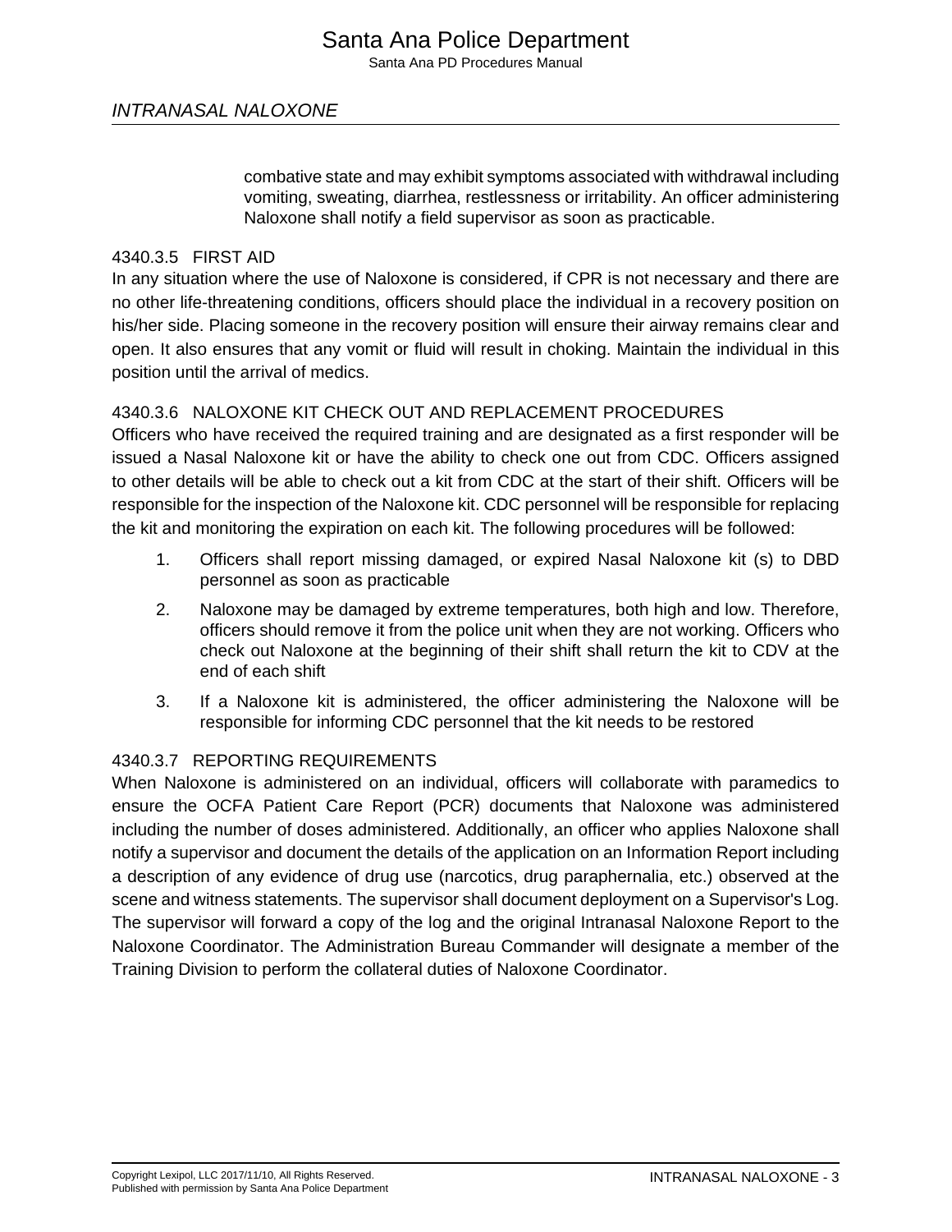combative state and may exhibit symptoms associated with withdrawal including vomiting, sweating, diarrhea, restlessness or irritability. An officer administering Naloxone shall notify a field supervisor as soon as practicable.

### 4340.3.5 FIRST AID

In any situation where the use of Naloxone is considered, if CPR is not necessary and there are no other life-threatening conditions, officers should place the individual in a recovery position on his/her side. Placing someone in the recovery position will ensure their airway remains clear and open. It also ensures that any vomit or fluid will result in choking. Maintain the individual in this position until the arrival of medics.

### 4340.3.6 NALOXONE KIT CHECK OUT AND REPLACEMENT PROCEDURES

Officers who have received the required training and are designated as a first responder will be issued a Nasal Naloxone kit or have the ability to check one out from CDC. Officers assigned to other details will be able to check out a kit from CDC at the start of their shift. Officers will be responsible for the inspection of the Naloxone kit. CDC personnel will be responsible for replacing the kit and monitoring the expiration on each kit. The following procedures will be followed:

1. Officers shall report missing damaged, or expired Nasal Naloxone kit (s) to DBD personnel as soon as practicable
2. Naloxone may be damaged by extreme temperatures, both high and low. Therefore, officers should remove it from the police unit when they are not working. Officers who check out Naloxone at the beginning of their shift shall return the kit to CDV at the end of each shift
3. If a Naloxone kit is administered, the officer administering the Naloxone will be responsible for informing CDC personnel that the kit needs to be restored

### 4340.3.7 REPORTING REQUIREMENTS

When Naloxone is administered on an individual, officers will collaborate with paramedics to ensure the OCFA Patient Care Report (PCR) documents that Naloxone was administered including the number of doses administered. Additionally, an officer who applies Naloxone shall notify a supervisor and document the details of the application on an Information Report including a description of any evidence of drug use (narcotics, drug paraphernalia, etc.) observed at the scene and witness statements. The supervisor shall document deployment on a Supervisor's Log. The supervisor will forward a copy of the log and the original Intranasal Naloxone Report to the Naloxone Coordinator. The Administration Bureau Commander will designate a member of the Training Division to perform the collateral duties of Naloxone Coordinator.